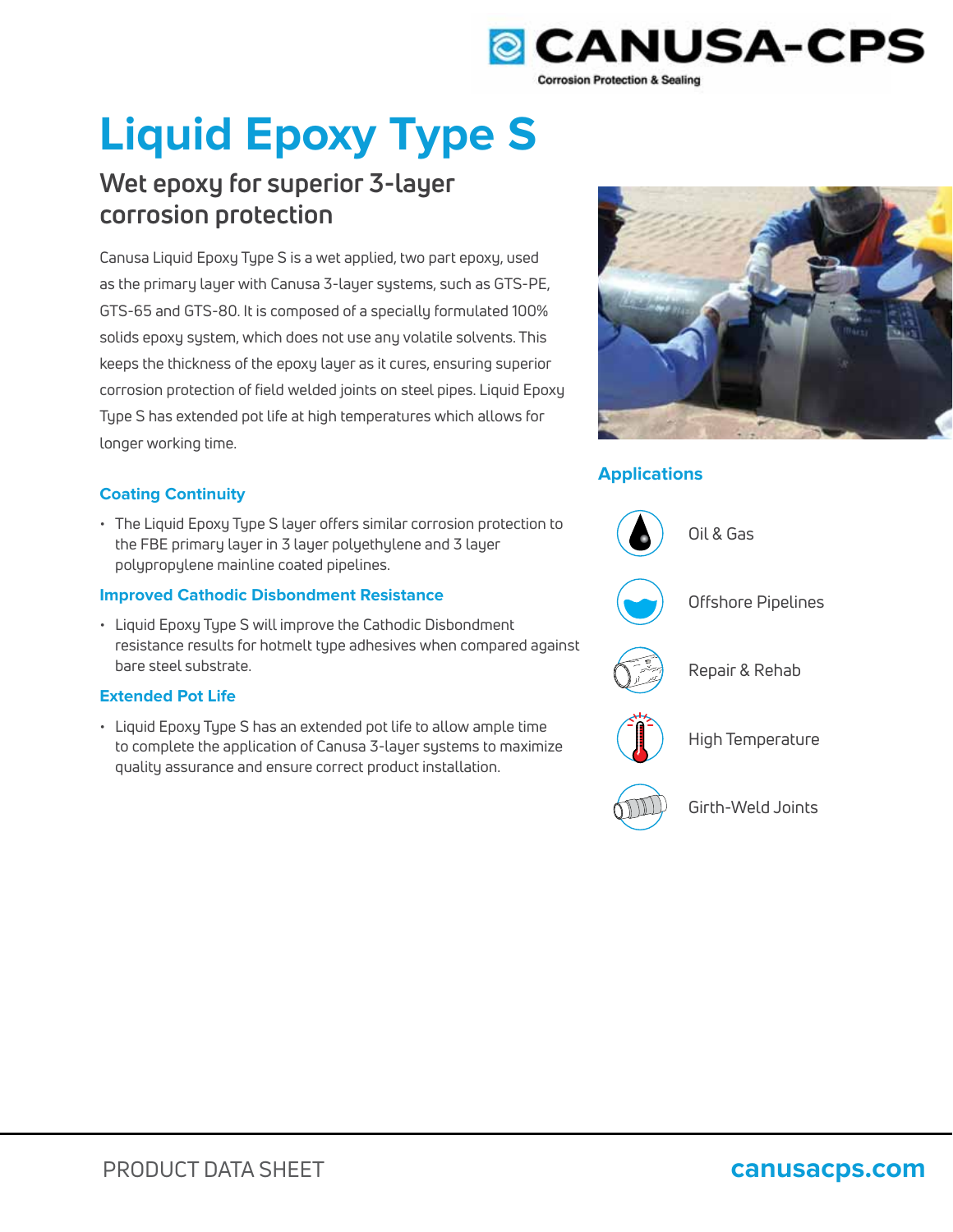CANUSA-CPS

Corrosion Protection & Sealing

# Liquid Epoxy Type S

## Wet epoxy for superior 3-layer corrosion protection

Canusa Liquid Epoxy Type S is a wet applied, two part epoxy, used as the primary layer with Canusa 3-layer systems, such as GTS-PE, GTS-65 and GTS-80. It is composed of a specially formulated 100% solids epoxy system, which does not use any volatile solvents. This keeps the thickness of the epoxy layer as it cures, ensuring superior corrosion protection of field welded joints on steel pipes. Liquid Epoxy Type S has extended pot life at high temperatures which allows for longer working time.

### Coating Continuity

- The Liquid Epoxy Type S layer offers similar corrosion protection to the FBE primary layer in 3 layer polyethylene and 3 layer polypropylene mainline coated pipelines.

### Improved Cathodic Disbondment Resistance

- Liquid Epoxy Type S will improve the Cathodic Disbondment resistance results for hotmelt type adhesives when compared against bare steel substrate.

### Extended Pot Life

- Liquid Epoxy Type S has an extended pot life to allow ample time to complete the application of Canusa 3-layer systems to maximize quality assurance and ensure correct product installation.

### Applications

- Oil & Gas
- Offshore Pipelines
- Repair & Rehab
- High Temperature
- Girth-Weld Joints

PRODUCT DATA SHEET

canusacps.com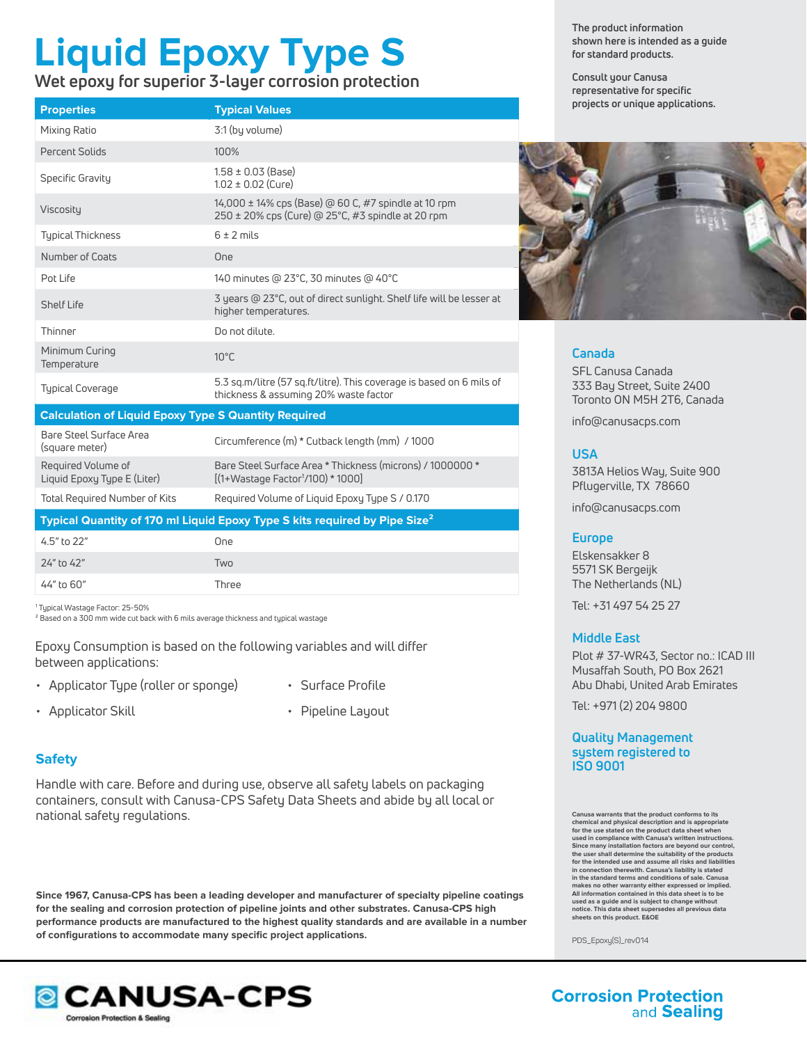# Liquid Epoxy Type S

## Wet epoxy for superior 3-layer corrosion protection

| Properties | Typical Values |
|---|---|
| Mixing Ratio | 3:1 (by volume) |
| Percent Solids | 100% |
| Specific Gravity | 1.58 ± 0.03 (Base)<br>1.02 ± 0.02 (Cure) |
| Viscosity | 14,000 ± 14% cps (Base) @ 60 C, #7 spindle at 10 rpm<br>250 ± 20% cps (Cure) @ 25°C, #3 spindle at 20 rpm |
| Typical Thickness | 6 ± 2 mils |
| Number of Coats | One |
| Pot Life | 140 minutes @ 23°C, 30 minutes @ 40°C |
| Shelf Life | 3 years @ 23°C, out of direct sunlight. Shelf life will be lesser at higher temperatures. |
| Thinner | Do not dilute. |
| Minimum Curing Temperature | 10°C |
| Typical Coverage | 5.3 sq.m/litre (57 sq.ft/litre). This coverage is based on 6 mils of thickness & assuming 20% waste factor |
| **Calculation of Liquid Epoxy Type S Quantity Required** | |
| Bare Steel Surface Area (square meter) | Circumference (m) * Cutback length (mm) / 1000 |
| Required Volume of Liquid Epoxy Type E (Liter) | Bare Steel Surface Area * Thickness (microns) / 1000000 * [(1+Wastage Factor[1]/100) * 1000] |
| Total Required Number of Kits | Required Volume of Liquid Epoxy Type S / 0.170 |
| **Typical Quantity of 170 ml Liquid Epoxy Type S kits required by Pipe Size[2]** | |
| 4.5" to 22" | One |
| 24" to 42" | Two |
| 44" to 60" | Three |

[1] Typical Wastage Factor: 25-50%
[2] Based on a 300 mm wide cut back with 6 mils average thickness and typical wastage

Epoxy Consumption is based on the following variables and will differ between applications:

- Applicator Type (roller or sponge)
- Applicator Skill
- Surface Profile
- Pipeline Layout

## Safety

Handle with care. Before and during use, observe all safety labels on packaging containers, consult with Canusa-CPS Safety Data Sheets and abide by all local or national safety regulations.

**Since 1967, Canusa-CPS has been a leading developer and manufacturer of specialty pipeline coatings for the sealing and corrosion protection of pipeline joints and other substrates. Canusa-CPS high performance products are manufactured to the highest quality standards and are available in a number of configurations to accommodate many specific project applications.**

**The product information shown here is intended as a guide for standard products.**

**Consult your Canusa representative for specific projects or unique applications.**

### Canada

SFL Canusa Canada
333 Bay Street, Suite 2400
Toronto ON M5H 2T6, Canada

info@canusacps.com

### USA

3813A Helios Way, Suite 900
Pflugerville, TX 78660

info@canusacps.com

### Europe

Elskensakker 8
5571 SK Bergeijk
The Netherlands (NL)

Tel: +31 497 54 25 27

### Middle East

Plot # 37-WR43, Sector no.: ICAD III
Musaffah South, PO Box 2621
Abu Dhabi, United Arab Emirates

Tel: +971 (2) 204 9800

### Quality Management system registered to ISO 9001

**Canusa warrants that the product conforms to its chemical and physical description and is appropriate for the use stated on the product data sheet when used in compliance with Canusa's written instructions. Since many installation factors are beyond our control, the user shall determine the suitability of the products for the intended use and assume all risks and liabilities in connection therewith. Canusa's liability is stated in the standard terms and conditions of sale. Canusa makes no other warranty either expressed or implied. All information contained in this data sheet is to be used as a guide and is subject to change without notice. This data sheet supersedes all previous data sheets on this product. E&OE**

PDS_Epoxy(S)_rev014

CANUSA-CPS
Corrosion Protection & Sealing

**Corrosion Protection and Sealing**